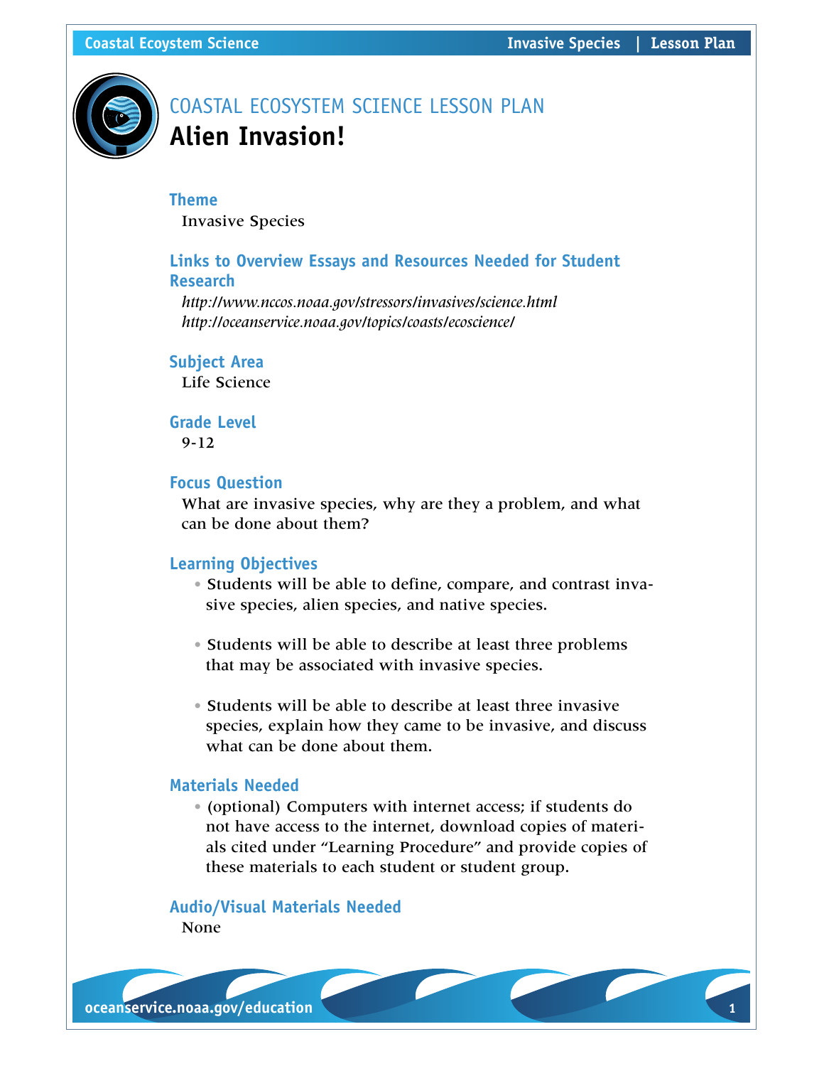# COASTAL ECOSYSTEM SCIENCE LESSON PLAN

## Alien Invasion!

### Theme

Invasive Species

### Links to Overview Essays and Resources Needed for Student Research

*http://www.nccos.noaa.gov/stressors/invasives/science.html*
*http://oceanservice.noaa.gov/topics/coasts/ecoscience/*

### Subject Area

Life Science

### Grade Level

9-12

### Focus Question

What are invasive species, why are they a problem, and what can be done about them?

### Learning Objectives

- Students will be able to define, compare, and contrast invasive species, alien species, and native species.
- Students will be able to describe at least three problems that may be associated with invasive species.
- Students will be able to describe at least three invasive species, explain how they came to be invasive, and discuss what can be done about them.

### Materials Needed

- (optional) Computers with internet access; if students do not have access to the internet, download copies of materials cited under "Learning Procedure" and provide copies of these materials to each student or student group.

### Audio/Visual Materials Needed

None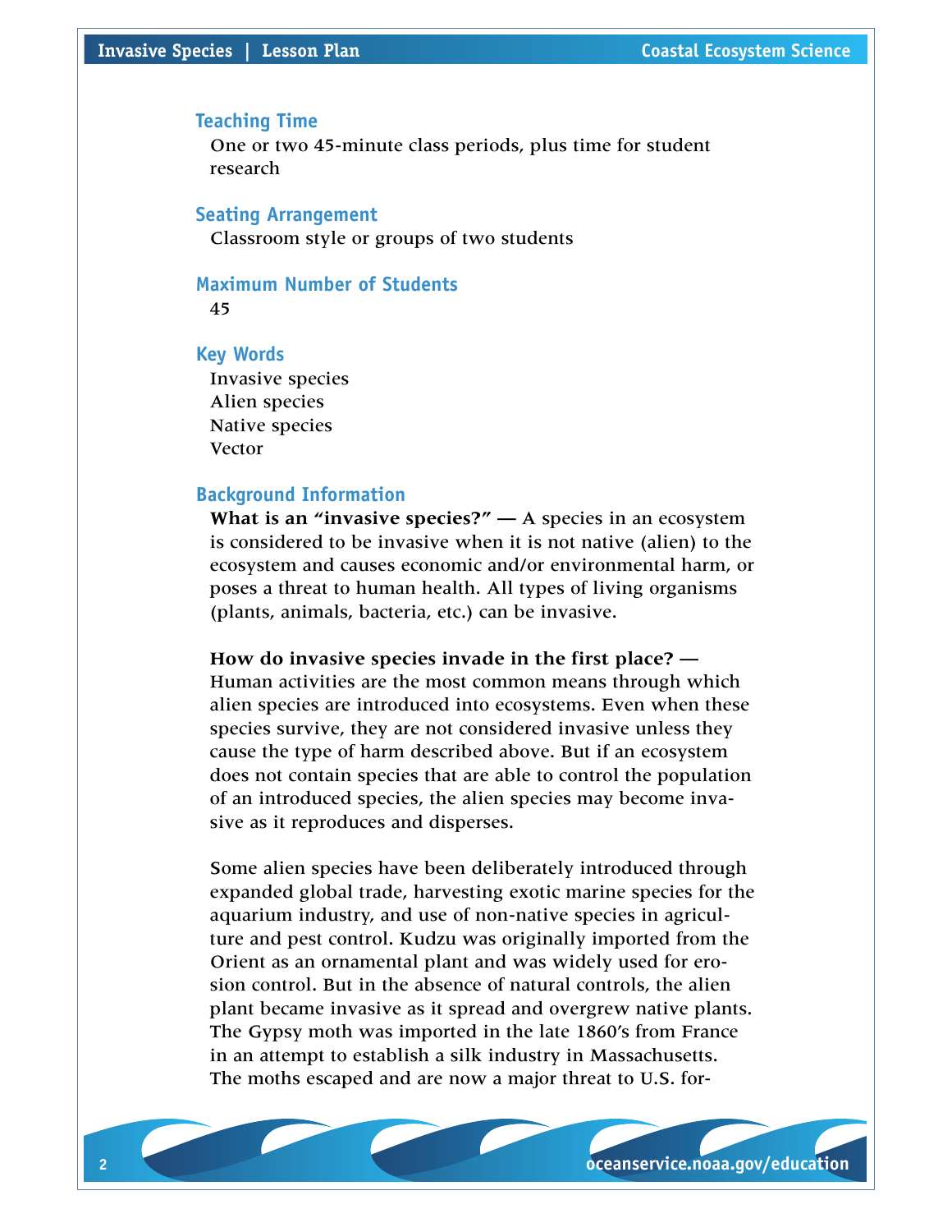## Teaching Time

One or two 45-minute class periods, plus time for student research

## Seating Arrangement

Classroom style or groups of two students

## Maximum Number of Students

45

## Key Words

Invasive species
Alien species
Native species
Vector

## Background Information

**What is an "invasive species?" —** A species in an ecosystem is considered to be invasive when it is not native (alien) to the ecosystem and causes economic and/or environmental harm, or poses a threat to human health. All types of living organisms (plants, animals, bacteria, etc.) can be invasive.

**How do invasive species invade in the first place? —** Human activities are the most common means through which alien species are introduced into ecosystems. Even when these species survive, they are not considered invasive unless they cause the type of harm described above. But if an ecosystem does not contain species that are able to control the population of an introduced species, the alien species may become invasive as it reproduces and disperses.

Some alien species have been deliberately introduced through expanded global trade, harvesting exotic marine species for the aquarium industry, and use of non-native species in agriculture and pest control. Kudzu was originally imported from the Orient as an ornamental plant and was widely used for erosion control. But in the absence of natural controls, the alien plant became invasive as it spread and overgrew native plants. The Gypsy moth was imported in the late 1860's from France in an attempt to establish a silk industry in Massachusetts. The moths escaped and are now a major threat to U.S. for-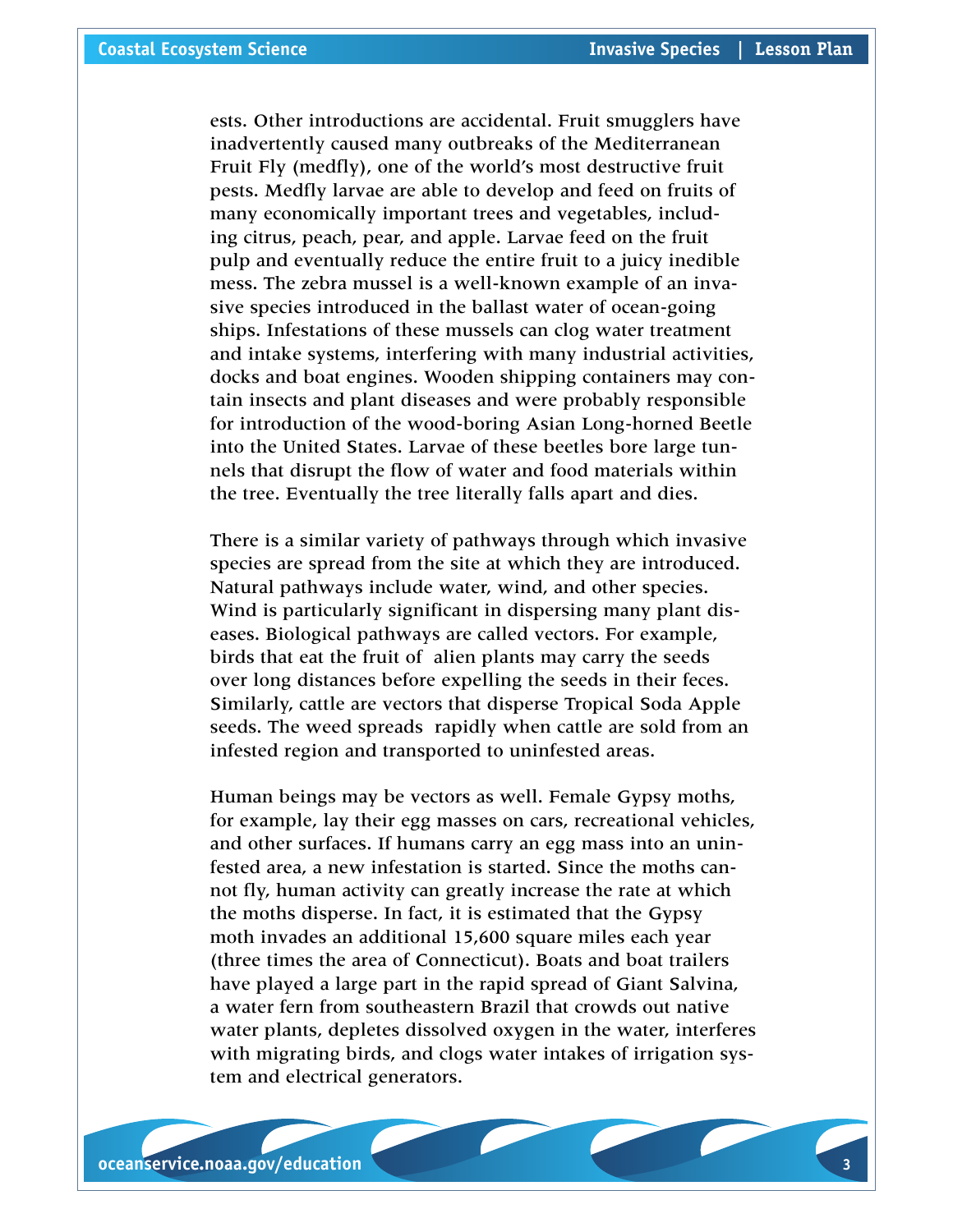ests. Other introductions are accidental. Fruit smugglers have inadvertently caused many outbreaks of the Mediterranean Fruit Fly (medfly), one of the world's most destructive fruit pests. Medfly larvae are able to develop and feed on fruits of many economically important trees and vegetables, including citrus, peach, pear, and apple. Larvae feed on the fruit pulp and eventually reduce the entire fruit to a juicy inedible mess. The zebra mussel is a well-known example of an invasive species introduced in the ballast water of ocean-going ships. Infestations of these mussels can clog water treatment and intake systems, interfering with many industrial activities, docks and boat engines. Wooden shipping containers may contain insects and plant diseases and were probably responsible for introduction of the wood-boring Asian Long-horned Beetle into the United States. Larvae of these beetles bore large tunnels that disrupt the flow of water and food materials within the tree. Eventually the tree literally falls apart and dies.

There is a similar variety of pathways through which invasive species are spread from the site at which they are introduced. Natural pathways include water, wind, and other species. Wind is particularly significant in dispersing many plant diseases. Biological pathways are called vectors. For example, birds that eat the fruit of alien plants may carry the seeds over long distances before expelling the seeds in their feces. Similarly, cattle are vectors that disperse Tropical Soda Apple seeds. The weed spreads rapidly when cattle are sold from an infested region and transported to uninfested areas.

Human beings may be vectors as well. Female Gypsy moths, for example, lay their egg masses on cars, recreational vehicles, and other surfaces. If humans carry an egg mass into an uninfested area, a new infestation is started. Since the moths cannot fly, human activity can greatly increase the rate at which the moths disperse. In fact, it is estimated that the Gypsy moth invades an additional 15,600 square miles each year (three times the area of Connecticut). Boats and boat trailers have played a large part in the rapid spread of Giant Salvina, a water fern from southeastern Brazil that crowds out native water plants, depletes dissolved oxygen in the water, interferes with migrating birds, and clogs water intakes of irrigation system and electrical generators.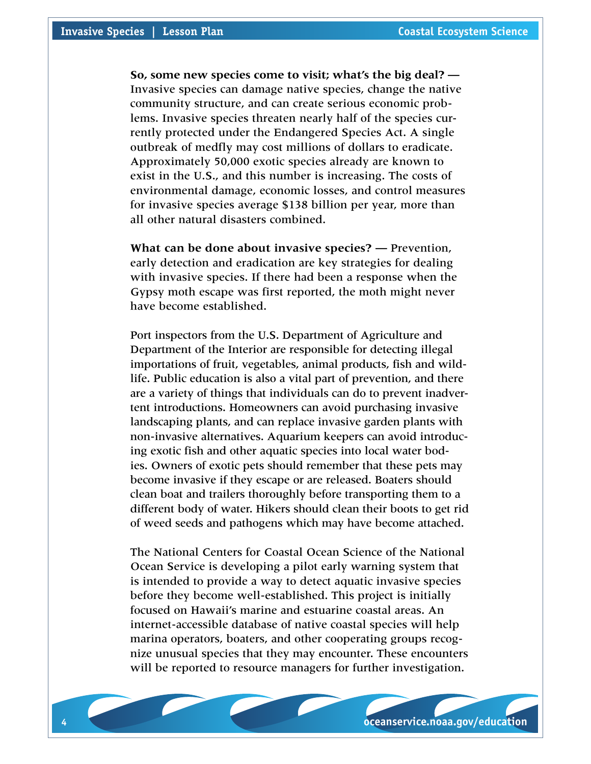**So, some new species come to visit; what's the big deal? —** Invasive species can damage native species, change the native community structure, and can create serious economic problems. Invasive species threaten nearly half of the species currently protected under the Endangered Species Act. A single outbreak of medfly may cost millions of dollars to eradicate. Approximately 50,000 exotic species already are known to exist in the U.S., and this number is increasing. The costs of environmental damage, economic losses, and control measures for invasive species average $138 billion per year, more than all other natural disasters combined.

**What can be done about invasive species? —** Prevention, early detection and eradication are key strategies for dealing with invasive species. If there had been a response when the Gypsy moth escape was first reported, the moth might never have become established.

Port inspectors from the U.S. Department of Agriculture and Department of the Interior are responsible for detecting illegal importations of fruit, vegetables, animal products, fish and wildlife. Public education is also a vital part of prevention, and there are a variety of things that individuals can do to prevent inadvertent introductions. Homeowners can avoid purchasing invasive landscaping plants, and can replace invasive garden plants with non-invasive alternatives. Aquarium keepers can avoid introducing exotic fish and other aquatic species into local water bodies. Owners of exotic pets should remember that these pets may become invasive if they escape or are released. Boaters should clean boat and trailers thoroughly before transporting them to a different body of water. Hikers should clean their boots to get rid of weed seeds and pathogens which may have become attached.

The National Centers for Coastal Ocean Science of the National Ocean Service is developing a pilot early warning system that is intended to provide a way to detect aquatic invasive species before they become well-established. This project is initially focused on Hawaii's marine and estuarine coastal areas. An internet-accessible database of native coastal species will help marina operators, boaters, and other cooperating groups recognize unusual species that they may encounter. These encounters will be reported to resource managers for further investigation.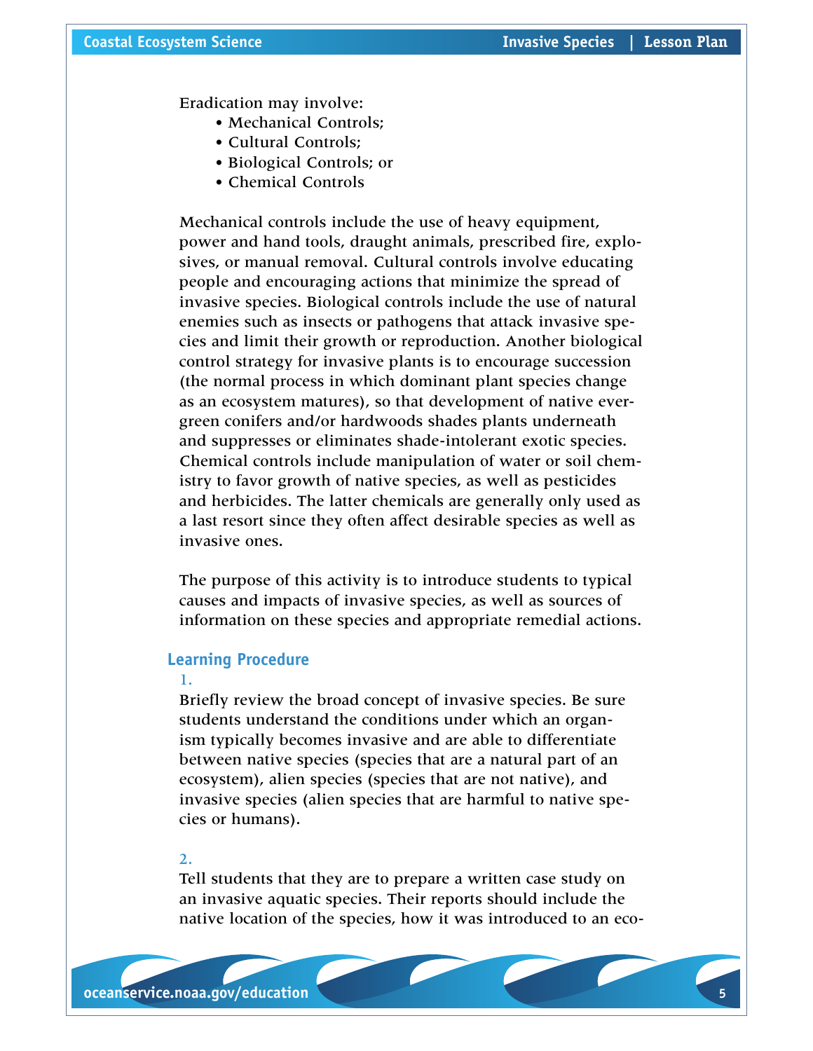Eradication may involve:

- Mechanical Controls;
- Cultural Controls;
- Biological Controls; or
- Chemical Controls

Mechanical controls include the use of heavy equipment, power and hand tools, draught animals, prescribed fire, explosives, or manual removal. Cultural controls involve educating people and encouraging actions that minimize the spread of invasive species. Biological controls include the use of natural enemies such as insects or pathogens that attack invasive species and limit their growth or reproduction. Another biological control strategy for invasive plants is to encourage succession (the normal process in which dominant plant species change as an ecosystem matures), so that development of native evergreen conifers and/or hardwoods shades plants underneath and suppresses or eliminates shade-intolerant exotic species. Chemical controls include manipulation of water or soil chemistry to favor growth of native species, as well as pesticides and herbicides. The latter chemicals are generally only used as a last resort since they often affect desirable species as well as invasive ones.

The purpose of this activity is to introduce students to typical causes and impacts of invasive species, as well as sources of information on these species and appropriate remedial actions.

## Learning Procedure

1.

Briefly review the broad concept of invasive species. Be sure students understand the conditions under which an organism typically becomes invasive and are able to differentiate between native species (species that are a natural part of an ecosystem), alien species (species that are not native), and invasive species (alien species that are harmful to native species or humans).

2.

Tell students that they are to prepare a written case study on an invasive aquatic species. Their reports should include the native location of the species, how it was introduced to an eco-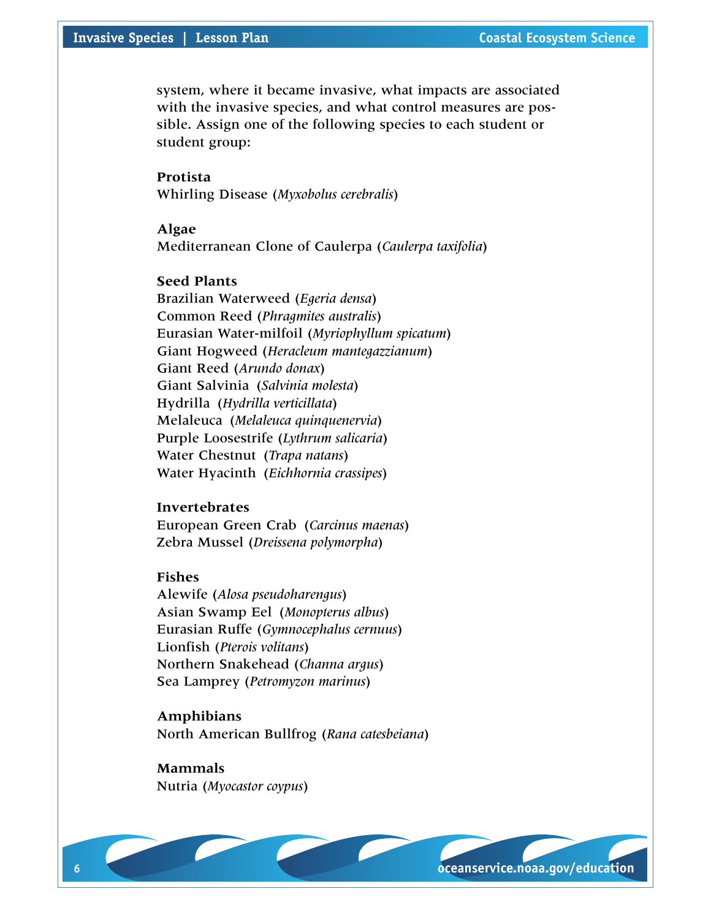system, where it became invasive, what impacts are associated with the invasive species, and what control measures are possible. Assign one of the following species to each student or student group:

**Protista**
Whirling Disease (*Myxobolus cerebralis*)

**Algae**
Mediterranean Clone of Caulerpa (*Caulerpa taxifolia*)

**Seed Plants**
Brazilian Waterweed (*Egeria densa*)
Common Reed (*Phragmites australis*)
Eurasian Water-milfoil (*Myriophyllum spicatum*)
Giant Hogweed (*Heracleum mantegazzianum*)
Giant Reed (*Arundo donax*)
Giant Salvinia (*Salvinia molesta*)
Hydrilla (*Hydrilla verticillata*)
Melaleuca (*Melaleuca quinquenervia*)
Purple Loosestrife (*Lythrum salicaria*)
Water Chestnut (*Trapa natans*)
Water Hyacinth (*Eichhornia crassipes*)

**Invertebrates**
European Green Crab (*Carcinus maenas*)
Zebra Mussel (*Dreissena polymorpha*)

**Fishes**
Alewife (*Alosa pseudoharengus*)
Asian Swamp Eel (*Monopterus albus*)
Eurasian Ruffe (*Gymnocephalus cernuus*)
Lionfish (*Pterois volitans*)
Northern Snakehead (*Channa argus*)
Sea Lamprey (*Petromyzon marinus*)

**Amphibians**
North American Bullfrog (*Rana catesbeiana*)

**Mammals**
Nutria (*Myocastor coypus*)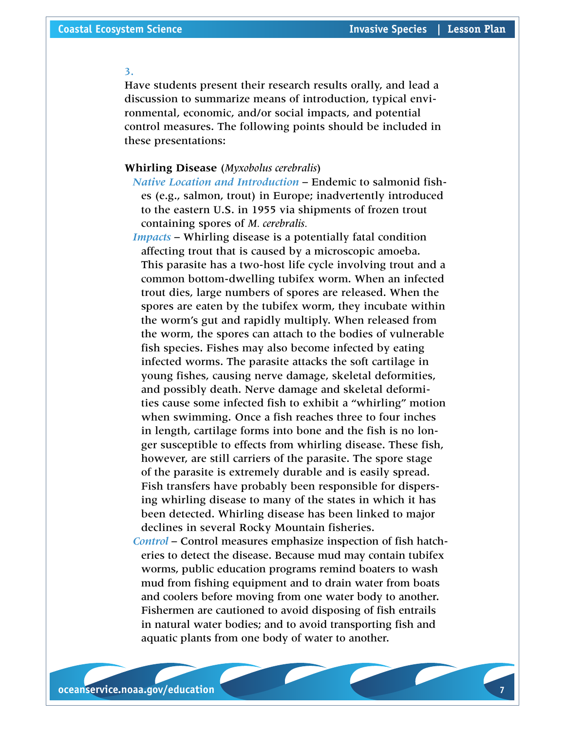3.

Have students present their research results orally, and lead a discussion to summarize means of introduction, typical environmental, economic, and/or social impacts, and potential control measures. The following points should be included in these presentations:

**Whirling Disease** (*Myxobolus cerebralis*)

*Native Location and Introduction* – Endemic to salmonid fishes (e.g., salmon, trout) in Europe; inadvertently introduced to the eastern U.S. in 1955 via shipments of frozen trout containing spores of *M. cerebralis.*

*Impacts* – Whirling disease is a potentially fatal condition affecting trout that is caused by a microscopic amoeba. This parasite has a two-host life cycle involving trout and a common bottom-dwelling tubifex worm. When an infected trout dies, large numbers of spores are released. When the spores are eaten by the tubifex worm, they incubate within the worm's gut and rapidly multiply. When released from the worm, the spores can attach to the bodies of vulnerable fish species. Fishes may also become infected by eating infected worms. The parasite attacks the soft cartilage in young fishes, causing nerve damage, skeletal deformities, and possibly death. Nerve damage and skeletal deformities cause some infected fish to exhibit a "whirling" motion when swimming. Once a fish reaches three to four inches in length, cartilage forms into bone and the fish is no longer susceptible to effects from whirling disease. These fish, however, are still carriers of the parasite. The spore stage of the parasite is extremely durable and is easily spread. Fish transfers have probably been responsible for dispersing whirling disease to many of the states in which it has been detected. Whirling disease has been linked to major declines in several Rocky Mountain fisheries.

*Control* – Control measures emphasize inspection of fish hatcheries to detect the disease. Because mud may contain tubifex worms, public education programs remind boaters to wash mud from fishing equipment and to drain water from boats and coolers before moving from one water body to another. Fishermen are cautioned to avoid disposing of fish entrails in natural water bodies; and to avoid transporting fish and aquatic plants from one body of water to another.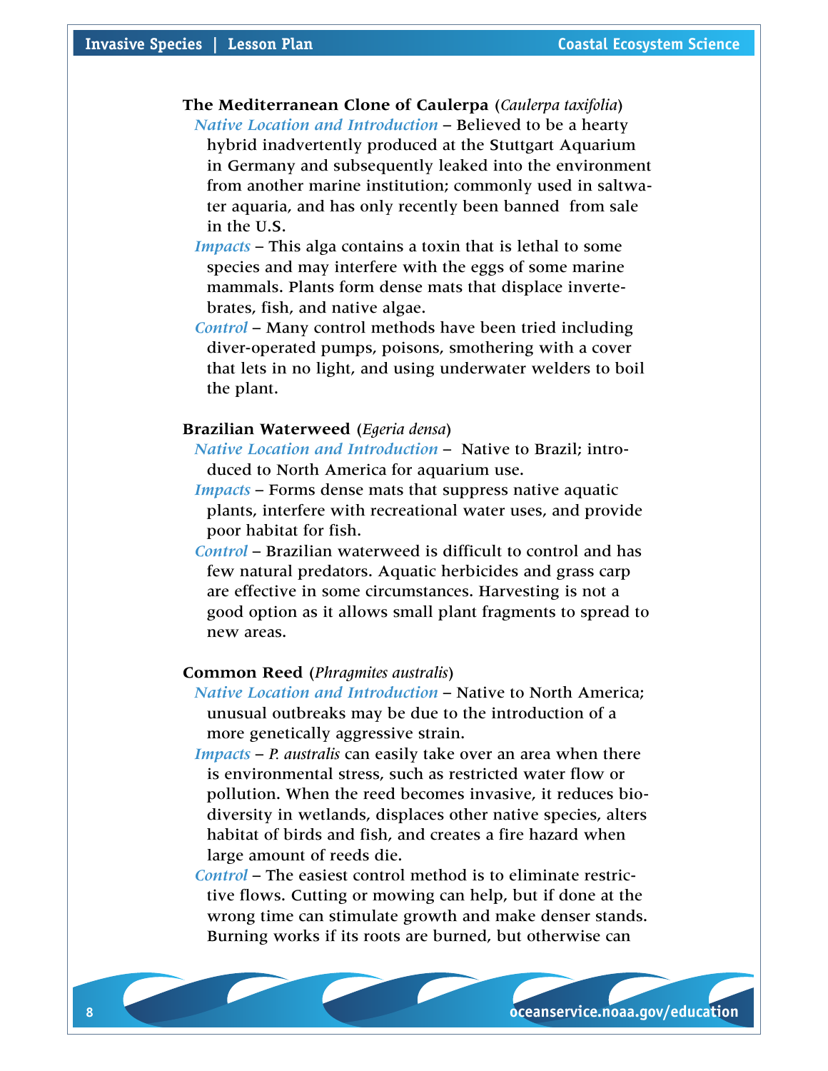**The Mediterranean Clone of Caulerpa** (*Caulerpa taxifolia*)

*Native Location and Introduction* – Believed to be a hearty hybrid inadvertently produced at the Stuttgart Aquarium in Germany and subsequently leaked into the environment from another marine institution; commonly used in saltwater aquaria, and has only recently been banned from sale in the U.S.

*Impacts* – This alga contains a toxin that is lethal to some species and may interfere with the eggs of some marine mammals. Plants form dense mats that displace invertebrates, fish, and native algae.

*Control* – Many control methods have been tried including diver-operated pumps, poisons, smothering with a cover that lets in no light, and using underwater welders to boil the plant.

**Brazilian Waterweed** (*Egeria densa*)

*Native Location and Introduction* – Native to Brazil; introduced to North America for aquarium use.

*Impacts* – Forms dense mats that suppress native aquatic plants, interfere with recreational water uses, and provide poor habitat for fish.

*Control* – Brazilian waterweed is difficult to control and has few natural predators. Aquatic herbicides and grass carp are effective in some circumstances. Harvesting is not a good option as it allows small plant fragments to spread to new areas.

**Common Reed** (*Phragmites australis*)

*Native Location and Introduction* – Native to North America; unusual outbreaks may be due to the introduction of a more genetically aggressive strain.

*Impacts* – *P. australis* can easily take over an area when there is environmental stress, such as restricted water flow or pollution. When the reed becomes invasive, it reduces biodiversity in wetlands, displaces other native species, alters habitat of birds and fish, and creates a fire hazard when large amount of reeds die.

*Control* – The easiest control method is to eliminate restrictive flows. Cutting or mowing can help, but if done at the wrong time can stimulate growth and make denser stands. Burning works if its roots are burned, but otherwise can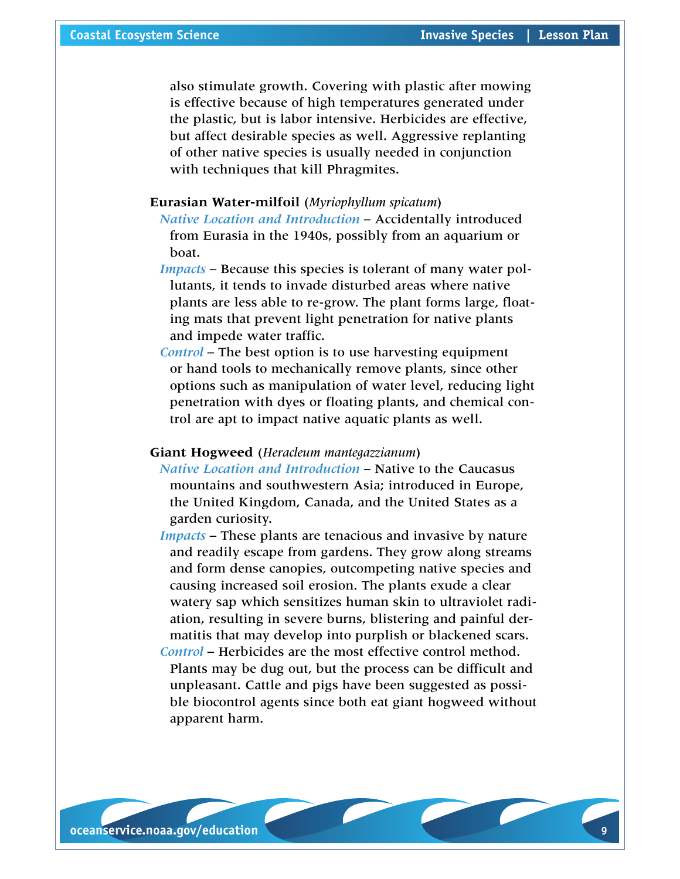also stimulate growth. Covering with plastic after mowing is effective because of high temperatures generated under the plastic, but is labor intensive. Herbicides are effective, but affect desirable species as well. Aggressive replanting of other native species is usually needed in conjunction with techniques that kill Phragmites.

**Eurasian Water-milfoil** (*Myriophyllum spicatum*)

*Native Location and Introduction* – Accidentally introduced from Eurasia in the 1940s, possibly from an aquarium or boat.

*Impacts* – Because this species is tolerant of many water pollutants, it tends to invade disturbed areas where native plants are less able to re-grow. The plant forms large, floating mats that prevent light penetration for native plants and impede water traffic.

*Control* – The best option is to use harvesting equipment or hand tools to mechanically remove plants, since other options such as manipulation of water level, reducing light penetration with dyes or floating plants, and chemical control are apt to impact native aquatic plants as well.

**Giant Hogweed** (*Heracleum mantegazzianum*)

*Native Location and Introduction* – Native to the Caucasus mountains and southwestern Asia; introduced in Europe, the United Kingdom, Canada, and the United States as a garden curiosity.

*Impacts* – These plants are tenacious and invasive by nature and readily escape from gardens. They grow along streams and form dense canopies, outcompeting native species and causing increased soil erosion. The plants exude a clear watery sap which sensitizes human skin to ultraviolet radiation, resulting in severe burns, blistering and painful dermatitis that may develop into purplish or blackened scars.

*Control* – Herbicides are the most effective control method. Plants may be dug out, but the process can be difficult and unpleasant. Cattle and pigs have been suggested as possible biocontrol agents since both eat giant hogweed without apparent harm.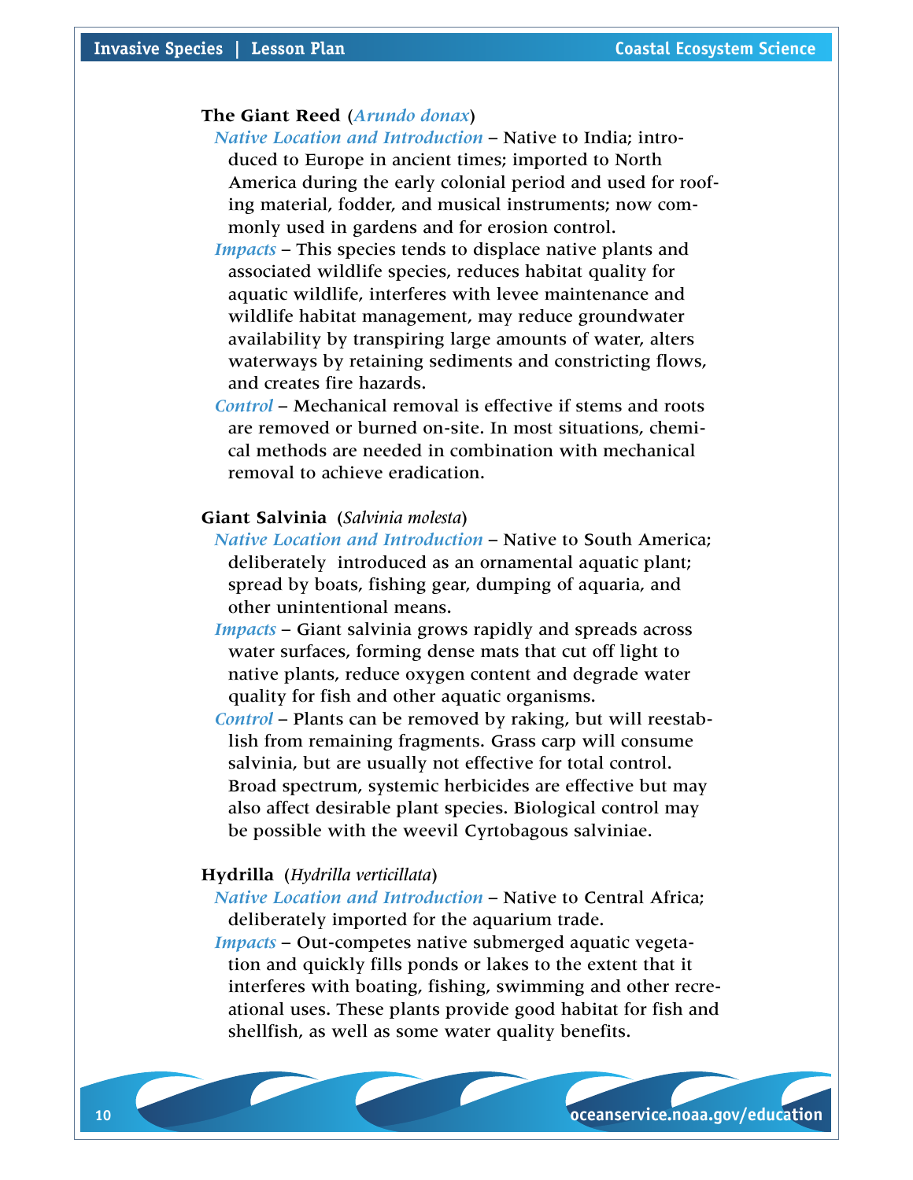**The Giant Reed** (*Arundo donax*)

*Native Location and Introduction* – Native to India; introduced to Europe in ancient times; imported to North America during the early colonial period and used for roofing material, fodder, and musical instruments; now commonly used in gardens and for erosion control.

*Impacts* – This species tends to displace native plants and associated wildlife species, reduces habitat quality for aquatic wildlife, interferes with levee maintenance and wildlife habitat management, may reduce groundwater availability by transpiring large amounts of water, alters waterways by retaining sediments and constricting flows, and creates fire hazards.

*Control* – Mechanical removal is effective if stems and roots are removed or burned on-site. In most situations, chemical methods are needed in combination with mechanical removal to achieve eradication.

**Giant Salvinia** (*Salvinia molesta*)

*Native Location and Introduction* – Native to South America; deliberately introduced as an ornamental aquatic plant; spread by boats, fishing gear, dumping of aquaria, and other unintentional means.

*Impacts* – Giant salvinia grows rapidly and spreads across water surfaces, forming dense mats that cut off light to native plants, reduce oxygen content and degrade water quality for fish and other aquatic organisms.

*Control* – Plants can be removed by raking, but will reestablish from remaining fragments. Grass carp will consume salvinia, but are usually not effective for total control. Broad spectrum, systemic herbicides are effective but may also affect desirable plant species. Biological control may be possible with the weevil Cyrtobagous salviniae.

**Hydrilla** (*Hydrilla verticillata*)

*Native Location and Introduction* – Native to Central Africa; deliberately imported for the aquarium trade.

*Impacts* – Out-competes native submerged aquatic vegetation and quickly fills ponds or lakes to the extent that it interferes with boating, fishing, swimming and other recreational uses. These plants provide good habitat for fish and shellfish, as well as some water quality benefits.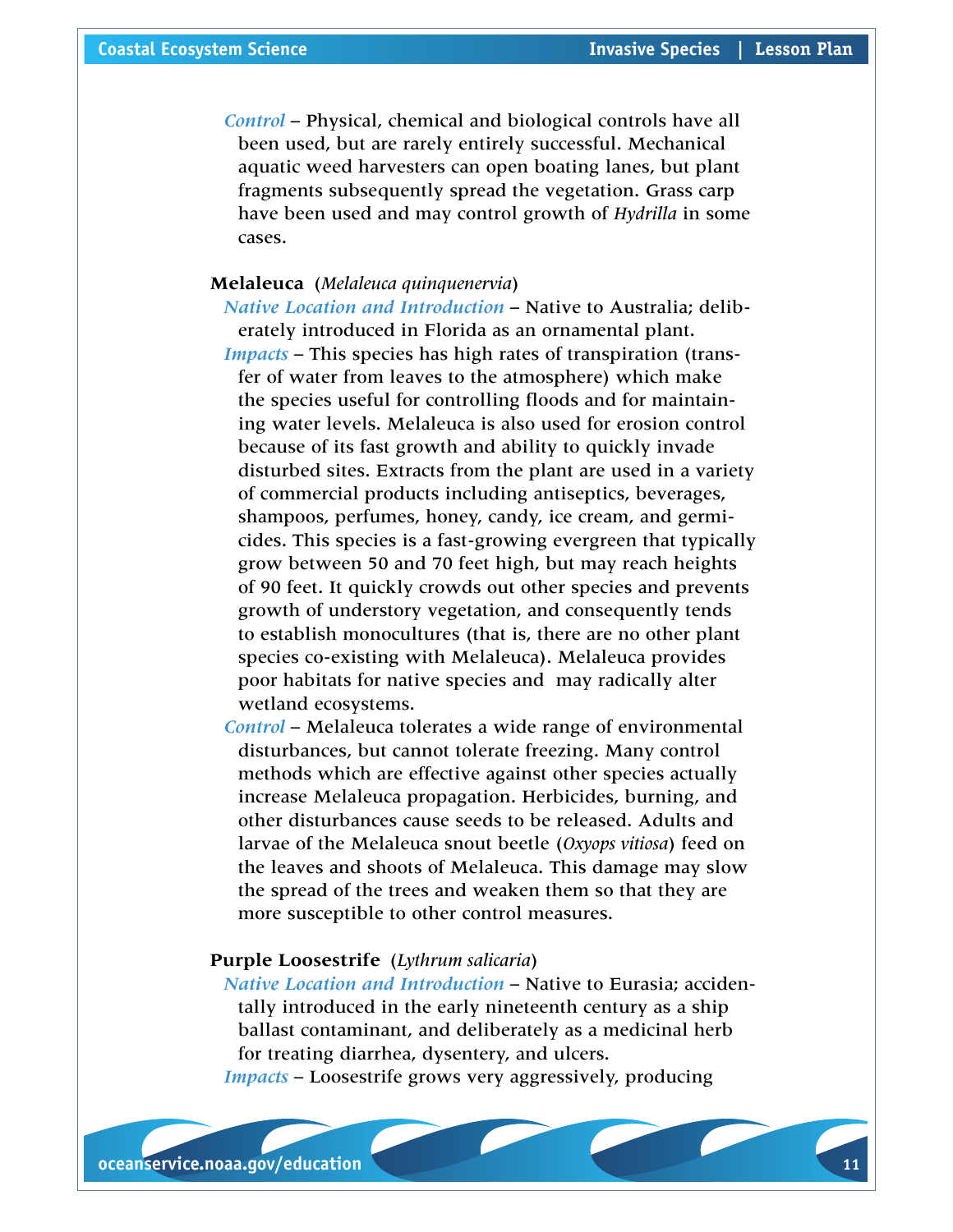*Control* – Physical, chemical and biological controls have all been used, but are rarely entirely successful. Mechanical aquatic weed harvesters can open boating lanes, but plant fragments subsequently spread the vegetation. Grass carp have been used and may control growth of *Hydrilla* in some cases.

**Melaleuca** (*Melaleuca quinquenervia*)

*Native Location and Introduction* – Native to Australia; deliberately introduced in Florida as an ornamental plant.

*Impacts* – This species has high rates of transpiration (transfer of water from leaves to the atmosphere) which make the species useful for controlling floods and for maintaining water levels. Melaleuca is also used for erosion control because of its fast growth and ability to quickly invade disturbed sites. Extracts from the plant are used in a variety of commercial products including antiseptics, beverages, shampoos, perfumes, honey, candy, ice cream, and germicides. This species is a fast-growing evergreen that typically grow between 50 and 70 feet high, but may reach heights of 90 feet. It quickly crowds out other species and prevents growth of understory vegetation, and consequently tends to establish monocultures (that is, there are no other plant species co-existing with Melaleuca). Melaleuca provides poor habitats for native species and may radically alter wetland ecosystems.

*Control* – Melaleuca tolerates a wide range of environmental disturbances, but cannot tolerate freezing. Many control methods which are effective against other species actually increase Melaleuca propagation. Herbicides, burning, and other disturbances cause seeds to be released. Adults and larvae of the Melaleuca snout beetle (*Oxyops vitiosa*) feed on the leaves and shoots of Melaleuca. This damage may slow the spread of the trees and weaken them so that they are more susceptible to other control measures.

**Purple Loosestrife** (*Lythrum salicaria*)

*Native Location and Introduction* – Native to Eurasia; accidentally introduced in the early nineteenth century as a ship ballast contaminant, and deliberately as a medicinal herb for treating diarrhea, dysentery, and ulcers.

*Impacts* – Loosestrife grows very aggressively, producing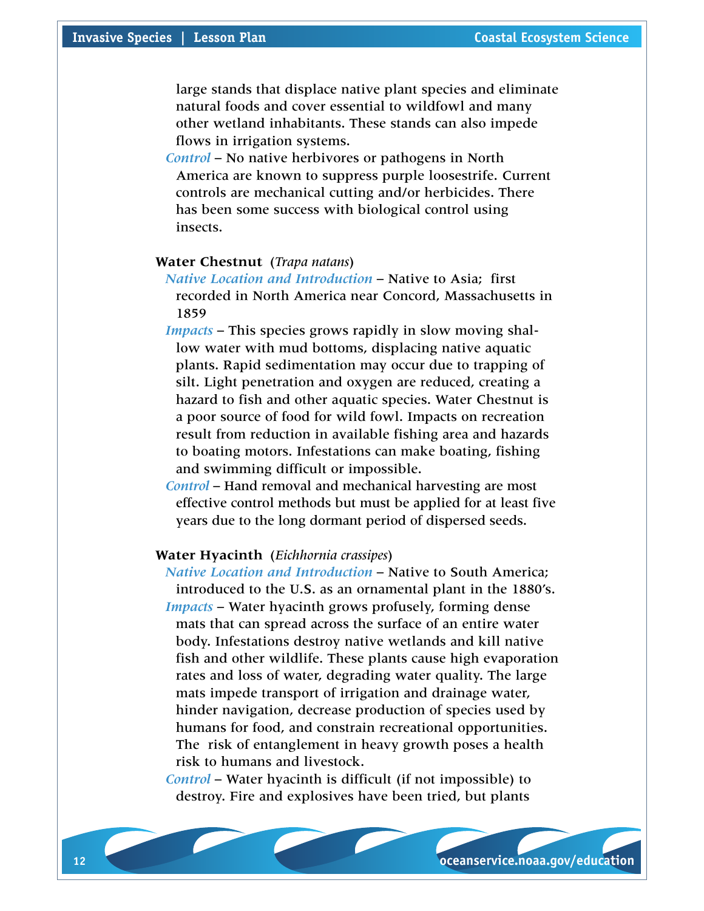large stands that displace native plant species and eliminate natural foods and cover essential to wildfowl and many other wetland inhabitants. These stands can also impede flows in irrigation systems.

*Control* – No native herbivores or pathogens in North America are known to suppress purple loosestrife. Current controls are mechanical cutting and/or herbicides. There has been some success with biological control using insects.

**Water Chestnut** (*Trapa natans*)

*Native Location and Introduction* – Native to Asia; first recorded in North America near Concord, Massachusetts in 1859

*Impacts* – This species grows rapidly in slow moving shallow water with mud bottoms, displacing native aquatic plants. Rapid sedimentation may occur due to trapping of silt. Light penetration and oxygen are reduced, creating a hazard to fish and other aquatic species. Water Chestnut is a poor source of food for wild fowl. Impacts on recreation result from reduction in available fishing area and hazards to boating motors. Infestations can make boating, fishing and swimming difficult or impossible.

*Control* – Hand removal and mechanical harvesting are most effective control methods but must be applied for at least five years due to the long dormant period of dispersed seeds.

**Water Hyacinth** (*Eichhornia crassipes*)

*Native Location and Introduction* – Native to South America; introduced to the U.S. as an ornamental plant in the 1880's.

*Impacts* – Water hyacinth grows profusely, forming dense mats that can spread across the surface of an entire water body. Infestations destroy native wetlands and kill native fish and other wildlife. These plants cause high evaporation rates and loss of water, degrading water quality. The large mats impede transport of irrigation and drainage water, hinder navigation, decrease production of species used by humans for food, and constrain recreational opportunities. The risk of entanglement in heavy growth poses a health risk to humans and livestock.

*Control* – Water hyacinth is difficult (if not impossible) to destroy. Fire and explosives have been tried, but plants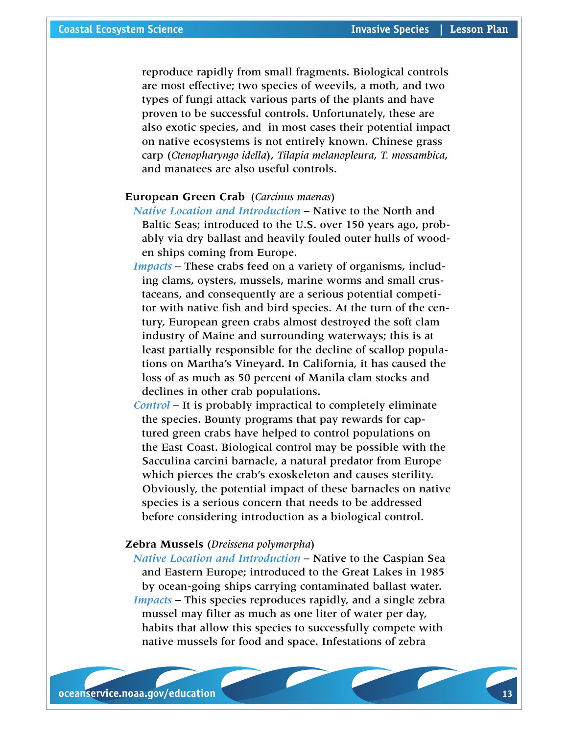reproduce rapidly from small fragments. Biological controls are most effective; two species of weevils, a moth, and two types of fungi attack various parts of the plants and have proven to be successful controls. Unfortunately, these are also exotic species, and in most cases their potential impact on native ecosystems is not entirely known. Chinese grass carp (*Ctenopharyngo idella*), *Tilapia melanopleura*, *T. mossambica*, and manatees are also useful controls.

**European Green Crab** (*Carcinus maenas*)

*Native Location and Introduction* – Native to the North and Baltic Seas; introduced to the U.S. over 150 years ago, probably via dry ballast and heavily fouled outer hulls of wooden ships coming from Europe.

*Impacts* – These crabs feed on a variety of organisms, including clams, oysters, mussels, marine worms and small crustaceans, and consequently are a serious potential competitor with native fish and bird species. At the turn of the century, European green crabs almost destroyed the soft clam industry of Maine and surrounding waterways; this is at least partially responsible for the decline of scallop populations on Martha's Vineyard. In California, it has caused the loss of as much as 50 percent of Manila clam stocks and declines in other crab populations.

*Control* – It is probably impractical to completely eliminate the species. Bounty programs that pay rewards for captured green crabs have helped to control populations on the East Coast. Biological control may be possible with the Sacculina carcini barnacle, a natural predator from Europe which pierces the crab's exoskeleton and causes sterility. Obviously, the potential impact of these barnacles on native species is a serious concern that needs to be addressed before considering introduction as a biological control.

**Zebra Mussels** (*Dreissena polymorpha*)

*Native Location and Introduction* – Native to the Caspian Sea and Eastern Europe; introduced to the Great Lakes in 1985 by ocean-going ships carrying contaminated ballast water.

*Impacts* – This species reproduces rapidly, and a single zebra mussel may filter as much as one liter of water per day, habits that allow this species to successfully compete with native mussels for food and space. Infestations of zebra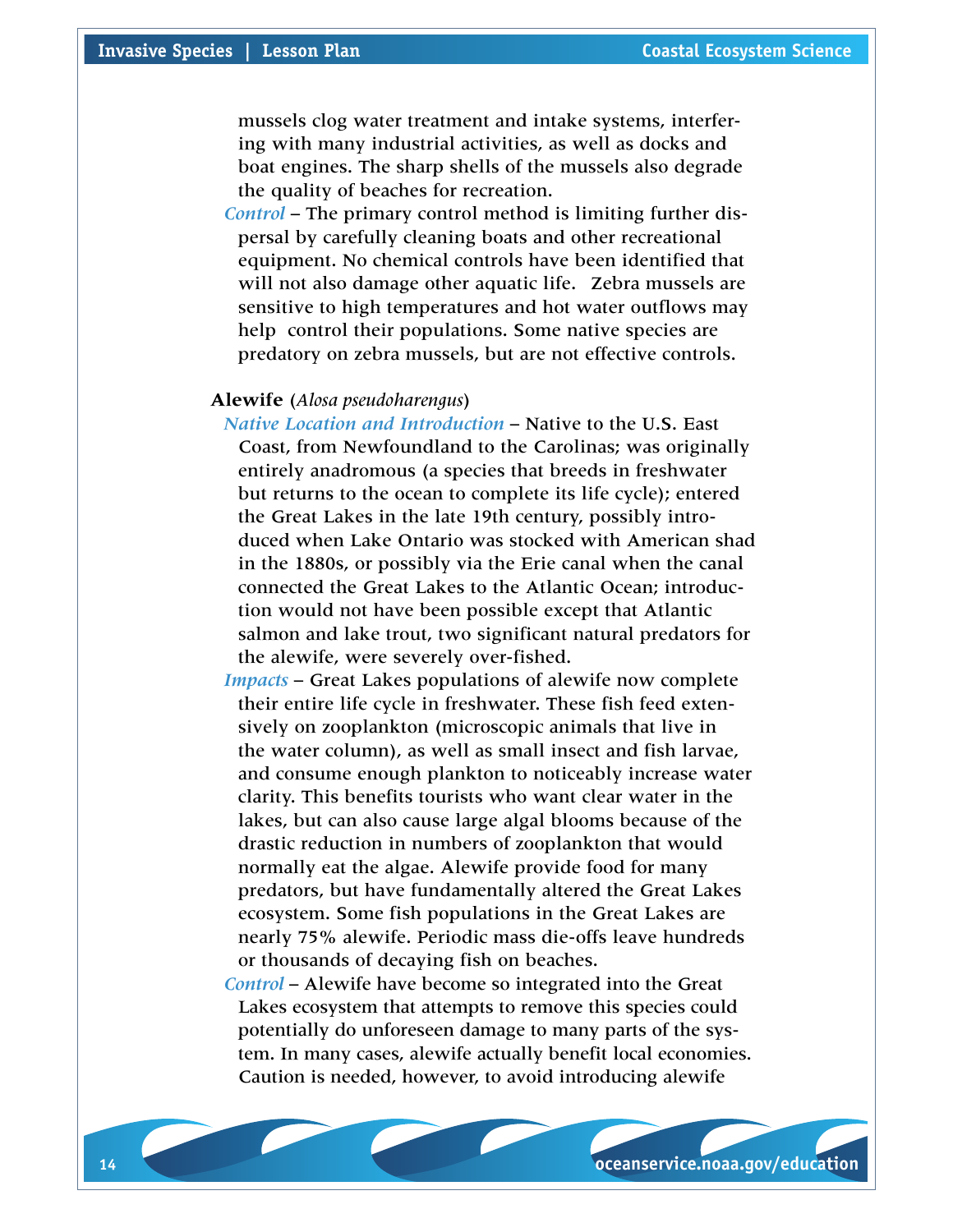mussels clog water treatment and intake systems, interfering with many industrial activities, as well as docks and boat engines. The sharp shells of the mussels also degrade the quality of beaches for recreation.

*Control* – The primary control method is limiting further dispersal by carefully cleaning boats and other recreational equipment. No chemical controls have been identified that will not also damage other aquatic life. Zebra mussels are sensitive to high temperatures and hot water outflows may help control their populations. Some native species are predatory on zebra mussels, but are not effective controls.

**Alewife** (*Alosa pseudoharengus*)

*Native Location and Introduction* – Native to the U.S. East Coast, from Newfoundland to the Carolinas; was originally entirely anadromous (a species that breeds in freshwater but returns to the ocean to complete its life cycle); entered the Great Lakes in the late 19th century, possibly introduced when Lake Ontario was stocked with American shad in the 1880s, or possibly via the Erie canal when the canal connected the Great Lakes to the Atlantic Ocean; introduction would not have been possible except that Atlantic salmon and lake trout, two significant natural predators for the alewife, were severely over-fished.

*Impacts* – Great Lakes populations of alewife now complete their entire life cycle in freshwater. These fish feed extensively on zooplankton (microscopic animals that live in the water column), as well as small insect and fish larvae, and consume enough plankton to noticeably increase water clarity. This benefits tourists who want clear water in the lakes, but can also cause large algal blooms because of the drastic reduction in numbers of zooplankton that would normally eat the algae. Alewife provide food for many predators, but have fundamentally altered the Great Lakes ecosystem. Some fish populations in the Great Lakes are nearly 75% alewife. Periodic mass die-offs leave hundreds or thousands of decaying fish on beaches.

*Control* – Alewife have become so integrated into the Great Lakes ecosystem that attempts to remove this species could potentially do unforeseen damage to many parts of the system. In many cases, alewife actually benefit local economies. Caution is needed, however, to avoid introducing alewife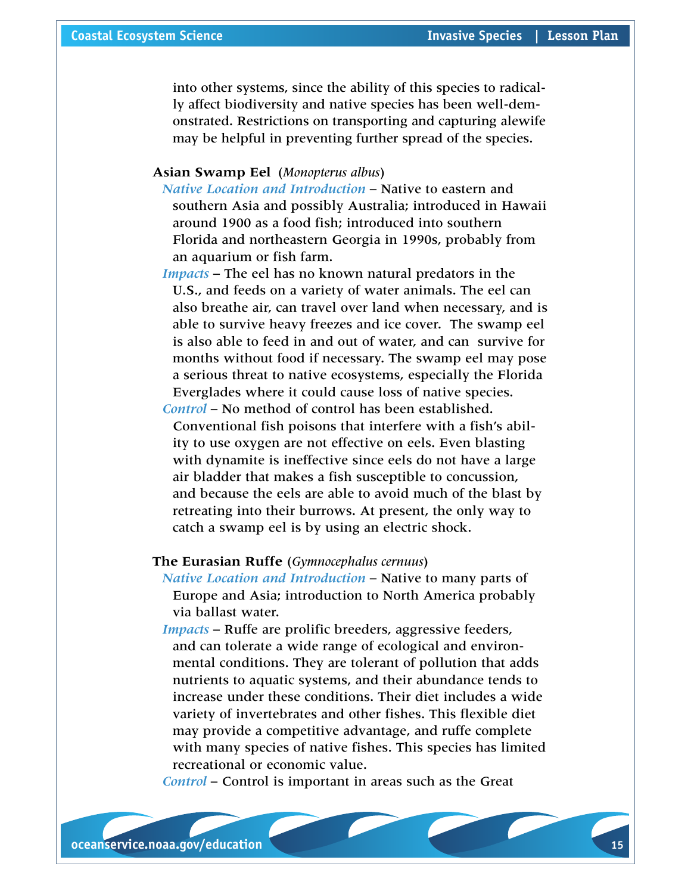into other systems, since the ability of this species to radically affect biodiversity and native species has been well-demonstrated. Restrictions on transporting and capturing alewife may be helpful in preventing further spread of the species.

**Asian Swamp Eel** (*Monopterus albus*)

*Native Location and Introduction* – Native to eastern and southern Asia and possibly Australia; introduced in Hawaii around 1900 as a food fish; introduced into southern Florida and northeastern Georgia in 1990s, probably from an aquarium or fish farm.

*Impacts* – The eel has no known natural predators in the U.S., and feeds on a variety of water animals. The eel can also breathe air, can travel over land when necessary, and is able to survive heavy freezes and ice cover. The swamp eel is also able to feed in and out of water, and can survive for months without food if necessary. The swamp eel may pose a serious threat to native ecosystems, especially the Florida Everglades where it could cause loss of native species.

*Control* – No method of control has been established. Conventional fish poisons that interfere with a fish's ability to use oxygen are not effective on eels. Even blasting with dynamite is ineffective since eels do not have a large air bladder that makes a fish susceptible to concussion, and because the eels are able to avoid much of the blast by retreating into their burrows. At present, the only way to catch a swamp eel is by using an electric shock.

**The Eurasian Ruffe** (*Gymnocephalus cernuus*)

*Native Location and Introduction* – Native to many parts of Europe and Asia; introduction to North America probably via ballast water.

*Impacts* – Ruffe are prolific breeders, aggressive feeders, and can tolerate a wide range of ecological and environmental conditions. They are tolerant of pollution that adds nutrients to aquatic systems, and their abundance tends to increase under these conditions. Their diet includes a wide variety of invertebrates and other fishes. This flexible diet may provide a competitive advantage, and ruffe complete with many species of native fishes. This species has limited recreational or economic value.

*Control* – Control is important in areas such as the Great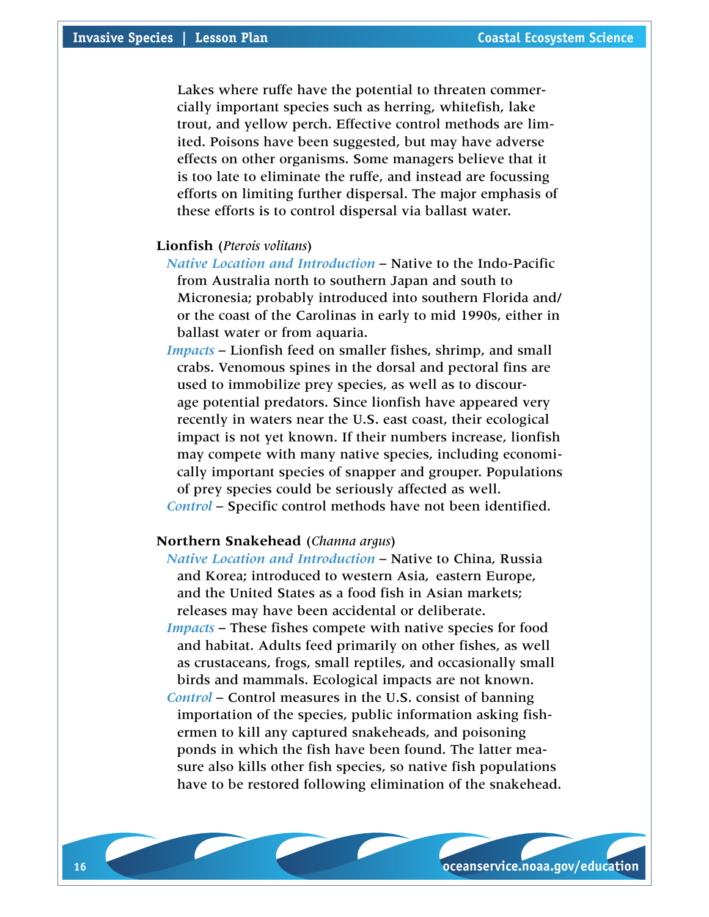Lakes where ruffe have the potential to threaten commercially important species such as herring, whitefish, lake trout, and yellow perch. Effective control methods are limited. Poisons have been suggested, but may have adverse effects on other organisms. Some managers believe that it is too late to eliminate the ruffe, and instead are focussing efforts on limiting further dispersal. The major emphasis of these efforts is to control dispersal via ballast water.

**Lionfish** (*Pterois volitans*)

*Native Location and Introduction* – Native to the Indo-Pacific from Australia north to southern Japan and south to Micronesia; probably introduced into southern Florida and/or the coast of the Carolinas in early to mid 1990s, either in ballast water or from aquaria.

*Impacts* – Lionfish feed on smaller fishes, shrimp, and small crabs. Venomous spines in the dorsal and pectoral fins are used to immobilize prey species, as well as to discourage potential predators. Since lionfish have appeared very recently in waters near the U.S. east coast, their ecological impact is not yet known. If their numbers increase, lionfish may compete with many native species, including economically important species of snapper and grouper. Populations of prey species could be seriously affected as well.

*Control* – Specific control methods have not been identified.

**Northern Snakehead** (*Channa argus*)

*Native Location and Introduction* – Native to China, Russia and Korea; introduced to western Asia, eastern Europe, and the United States as a food fish in Asian markets; releases may have been accidental or deliberate.

*Impacts* – These fishes compete with native species for food and habitat. Adults feed primarily on other fishes, as well as crustaceans, frogs, small reptiles, and occasionally small birds and mammals. Ecological impacts are not known.

*Control* – Control measures in the U.S. consist of banning importation of the species, public information asking fishermen to kill any captured snakeheads, and poisoning ponds in which the fish have been found. The latter measure also kills other fish species, so native fish populations have to be restored following elimination of the snakehead.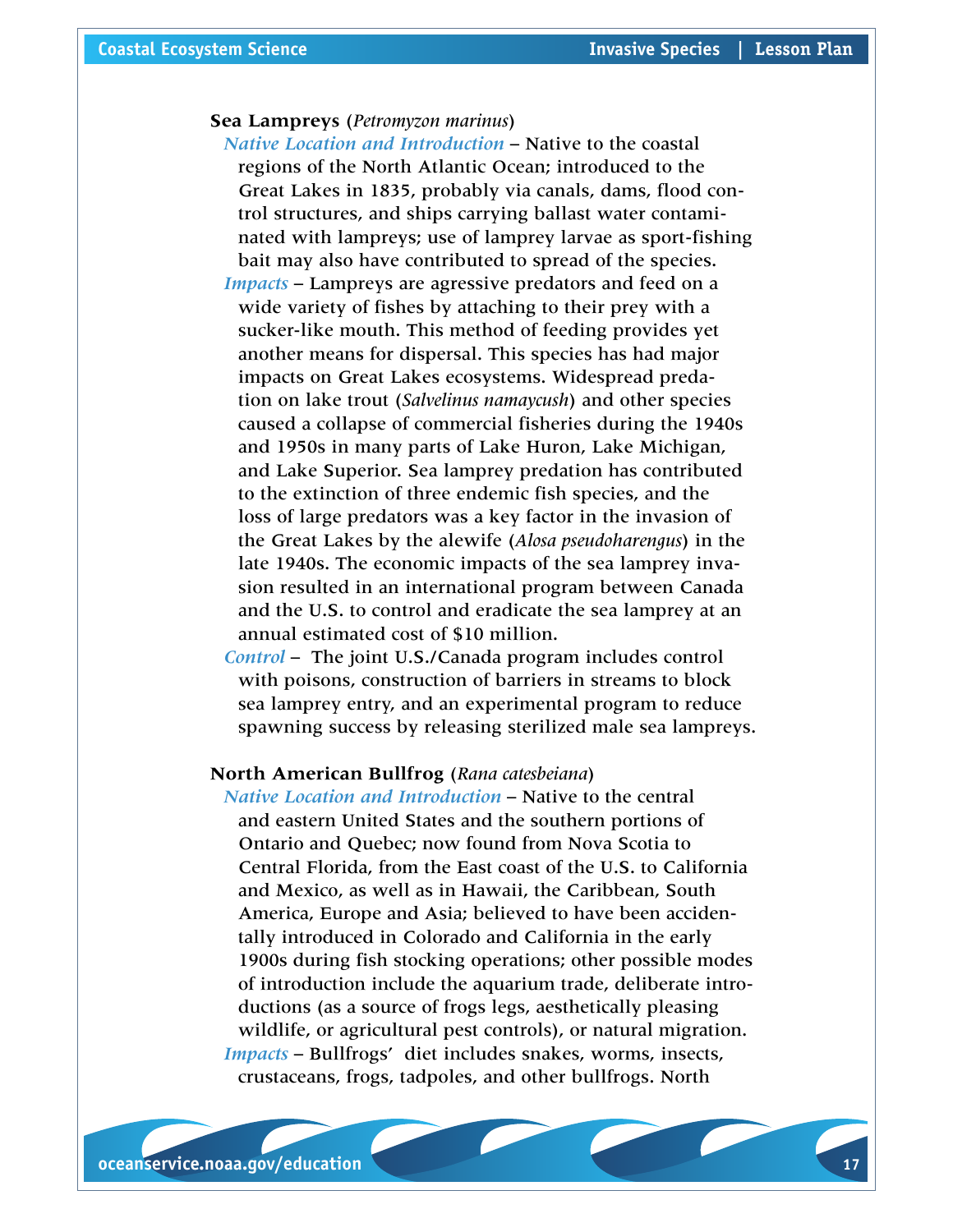**Sea Lampreys** (*Petromyzon marinus*)

*Native Location and Introduction* – Native to the coastal regions of the North Atlantic Ocean; introduced to the Great Lakes in 1835, probably via canals, dams, flood control structures, and ships carrying ballast water contaminated with lampreys; use of lamprey larvae as sport-fishing bait may also have contributed to spread of the species.

*Impacts* – Lampreys are agressive predators and feed on a wide variety of fishes by attaching to their prey with a sucker-like mouth. This method of feeding provides yet another means for dispersal. This species has had major impacts on Great Lakes ecosystems. Widespread predation on lake trout (*Salvelinus namaycush*) and other species caused a collapse of commercial fisheries during the 1940s and 1950s in many parts of Lake Huron, Lake Michigan, and Lake Superior. Sea lamprey predation has contributed to the extinction of three endemic fish species, and the loss of large predators was a key factor in the invasion of the Great Lakes by the alewife (*Alosa pseudoharengus*) in the late 1940s. The economic impacts of the sea lamprey invasion resulted in an international program between Canada and the U.S. to control and eradicate the sea lamprey at an annual estimated cost of $10 million.

*Control* – The joint U.S./Canada program includes control with poisons, construction of barriers in streams to block sea lamprey entry, and an experimental program to reduce spawning success by releasing sterilized male sea lampreys.

**North American Bullfrog** (*Rana catesbeiana*)

*Native Location and Introduction* – Native to the central and eastern United States and the southern portions of Ontario and Quebec; now found from Nova Scotia to Central Florida, from the East coast of the U.S. to California and Mexico, as well as in Hawaii, the Caribbean, South America, Europe and Asia; believed to have been accidentally introduced in Colorado and California in the early 1900s during fish stocking operations; other possible modes of introduction include the aquarium trade, deliberate introductions (as a source of frogs legs, aesthetically pleasing wildlife, or agricultural pest controls), or natural migration.

*Impacts* – Bullfrogs' diet includes snakes, worms, insects, crustaceans, frogs, tadpoles, and other bullfrogs. North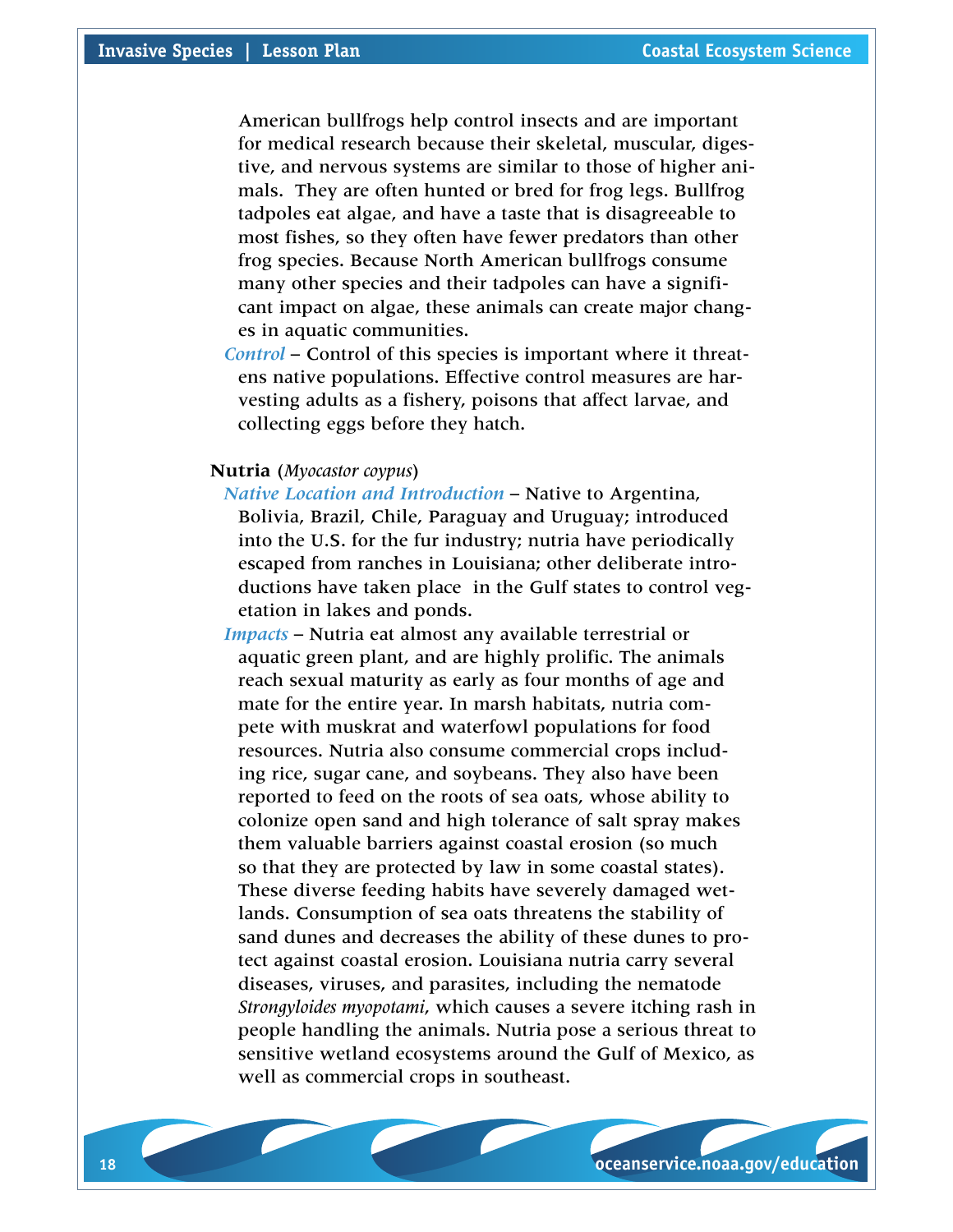American bullfrogs help control insects and are important for medical research because their skeletal, muscular, digestive, and nervous systems are similar to those of higher animals.  They are often hunted or bred for frog legs. Bullfrog tadpoles eat algae, and have a taste that is disagreeable to most fishes, so they often have fewer predators than other frog species. Because North American bullfrogs consume many other species and their tadpoles can have a significant impact on algae, these animals can create major changes in aquatic communities.

*Control* – Control of this species is important where it threatens native populations. Effective control measures are harvesting adults as a fishery, poisons that affect larvae, and collecting eggs before they hatch.

**Nutria** (*Myocastor coypus*)

*Native Location and Introduction* – Native to Argentina, Bolivia, Brazil, Chile, Paraguay and Uruguay; introduced into the U.S. for the fur industry; nutria have periodically escaped from ranches in Louisiana; other deliberate introductions have taken place  in the Gulf states to control vegetation in lakes and ponds.

*Impacts* – Nutria eat almost any available terrestrial or aquatic green plant, and are highly prolific. The animals reach sexual maturity as early as four months of age and mate for the entire year. In marsh habitats, nutria compete with muskrat and waterfowl populations for food resources. Nutria also consume commercial crops including rice, sugar cane, and soybeans. They also have been reported to feed on the roots of sea oats, whose ability to colonize open sand and high tolerance of salt spray makes them valuable barriers against coastal erosion (so much so that they are protected by law in some coastal states). These diverse feeding habits have severely damaged wetlands. Consumption of sea oats threatens the stability of sand dunes and decreases the ability of these dunes to protect against coastal erosion. Louisiana nutria carry several diseases, viruses, and parasites, including the nematode *Strongyloides myopotami*, which causes a severe itching rash in people handling the animals. Nutria pose a serious threat to sensitive wetland ecosystems around the Gulf of Mexico, as well as commercial crops in southeast.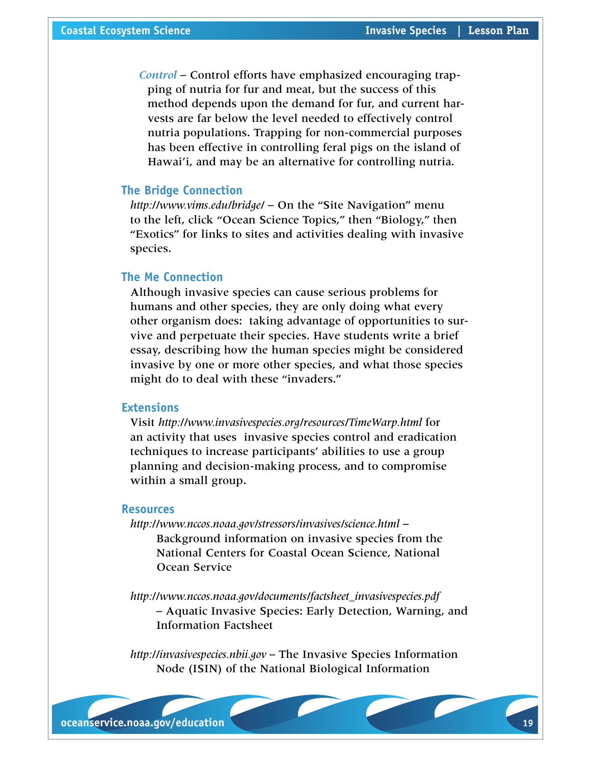*Control* – Control efforts have emphasized encouraging trapping of nutria for fur and meat, but the success of this method depends upon the demand for fur, and current harvests are far below the level needed to effectively control nutria populations. Trapping for non-commercial purposes has been effective in controlling feral pigs on the island of Hawai'i, and may be an alternative for controlling nutria.

## The Bridge Connection

*http://www.vims.edu/bridge/* – On the "Site Navigation" menu to the left, click "Ocean Science Topics," then "Biology," then "Exotics" for links to sites and activities dealing with invasive species.

## The Me Connection

Although invasive species can cause serious problems for humans and other species, they are only doing what every other organism does: taking advantage of opportunities to survive and perpetuate their species. Have students write a brief essay, describing how the human species might be considered invasive by one or more other species, and what those species might do to deal with these "invaders."

## Extensions

Visit *http://www.invasivespecies.org/resources/TimeWarp.html* for an activity that uses invasive species control and eradication techniques to increase participants' abilities to use a group planning and decision-making process, and to compromise within a small group.

## Resources

*http://www.nccos.noaa.gov/stressors/invasives/science.html* – Background information on invasive species from the National Centers for Coastal Ocean Science, National Ocean Service

*http://www.nccos.noaa.gov/documents/factsheet_invasivespecies.pdf* – Aquatic Invasive Species: Early Detection, Warning, and Information Factsheet

*http://invasivespecies.nbii.gov* – The Invasive Species Information Node (ISIN) of the National Biological Information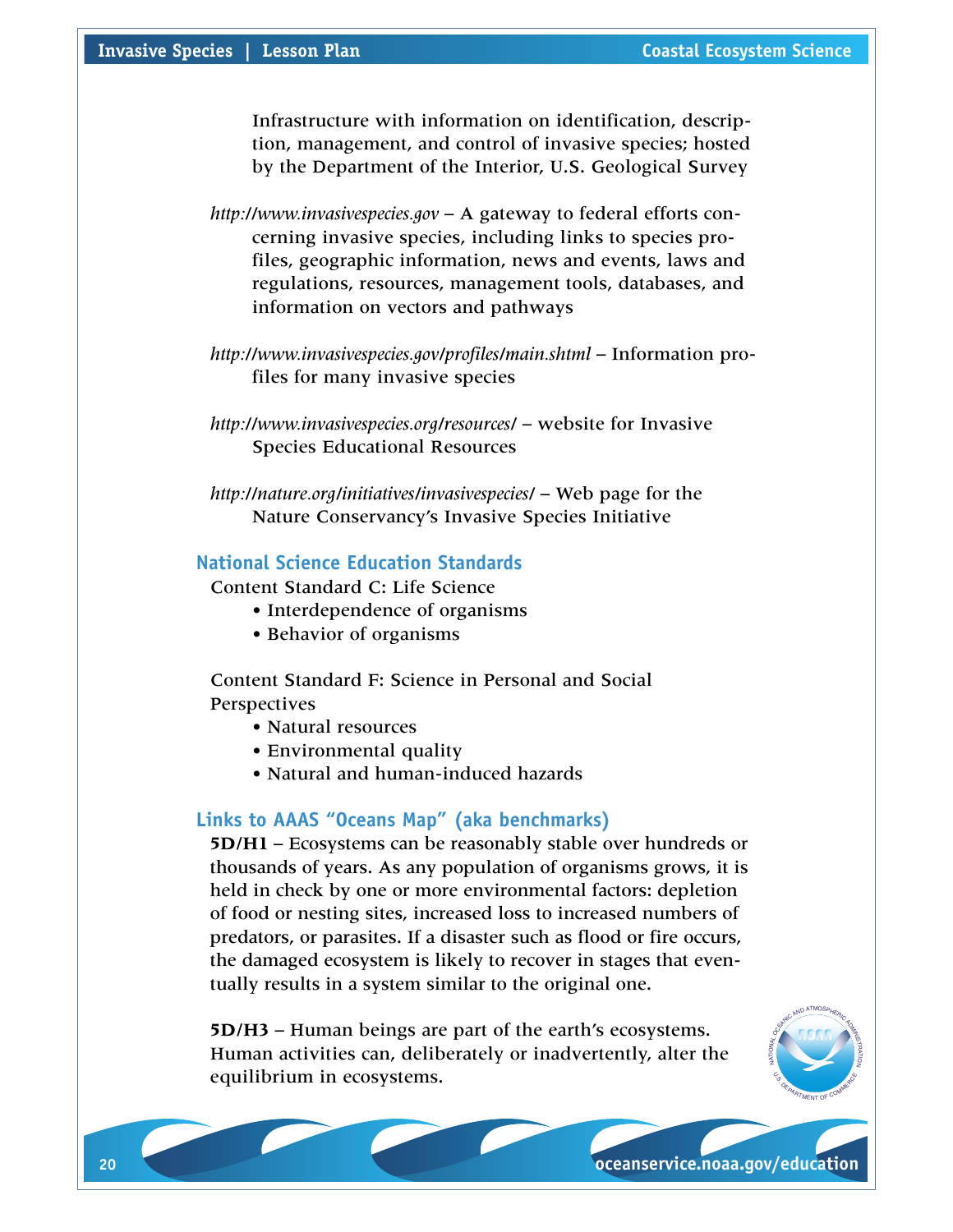Infrastructure with information on identification, description, management, and control of invasive species; hosted by the Department of the Interior, U.S. Geological Survey

*http://www.invasivespecies.gov* – A gateway to federal efforts concerning invasive species, including links to species profiles, geographic information, news and events, laws and regulations, resources, management tools, databases, and information on vectors and pathways

*http://www.invasivespecies.gov/profiles/main.shtml* – Information profiles for many invasive species

*http://www.invasivespecies.org/resources/* – website for Invasive Species Educational Resources

*http://nature.org/initiatives/invasivespecies/* – Web page for the Nature Conservancy's Invasive Species Initiative

## National Science Education Standards

Content Standard C: Life Science

- Interdependence of organisms
- Behavior of organisms

Content Standard F: Science in Personal and Social Perspectives

- Natural resources
- Environmental quality
- Natural and human-induced hazards

## Links to AAAS "Oceans Map" (aka benchmarks)

**5D/H1** – Ecosystems can be reasonably stable over hundreds or thousands of years. As any population of organisms grows, it is held in check by one or more environmental factors: depletion of food or nesting sites, increased loss to increased numbers of predators, or parasites. If a disaster such as flood or fire occurs, the damaged ecosystem is likely to recover in stages that eventually results in a system similar to the original one.

**5D/H3** – Human beings are part of the earth's ecosystems. Human activities can, deliberately or inadvertently, alter the equilibrium in ecosystems.